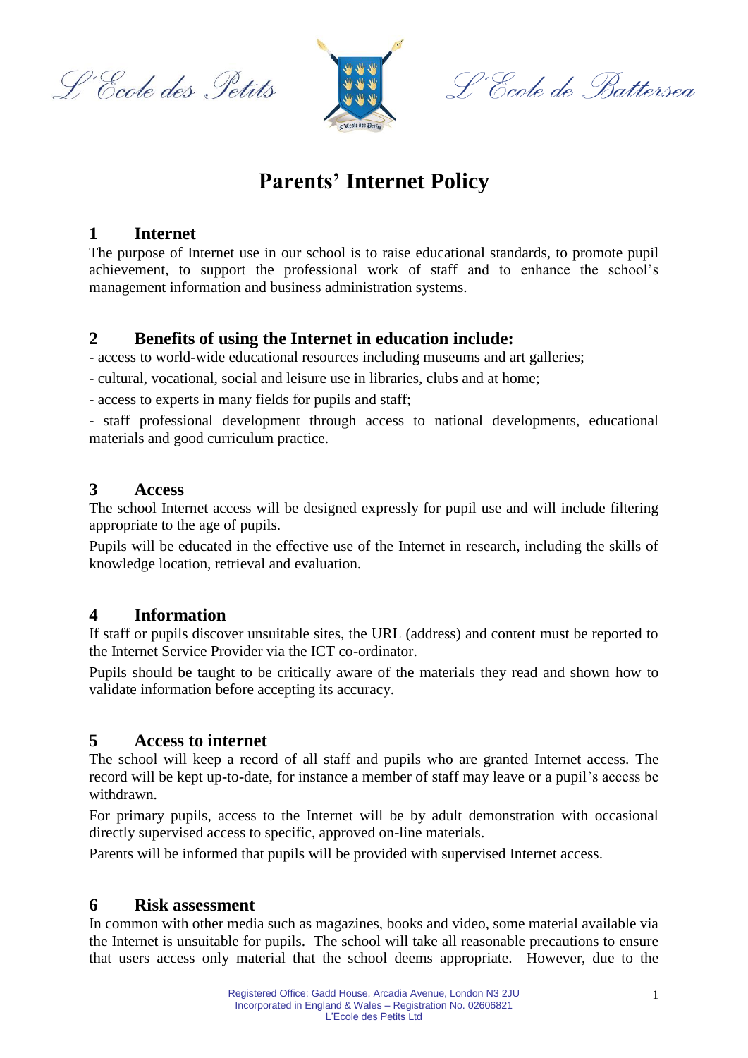L'Ecole des Petits L'Ecole de Battersea

# Parents' Internet Policy

## 1 Internet

The purpose of Internet use in our school is to raise educational standards, to promote pupil achievement, to support the professional work of staff and to enhance the school's management information and business administration systems.

## 2 Benefits of using the Internet in education include:

- access to world-wide educational resources including museums and art galleries;
- cultural, vocational, social and leisure use in libraries, clubs and at home;
- access to experts in many fields for pupils and staff;
- staff professional development through access to national developments, educational materials and good curriculum practice.

## 3 Access

The school Internet access will be designed expressly for pupil use and will include filtering appropriate to the age of pupils.

Pupils will be educated in the effective use of the Internet in research, including the skills of knowledge location, retrieval and evaluation.

## 4 Information

If staff or pupils discover unsuitable sites, the URL (address) and content must be reported to the Internet Service Provider via the ICT co-ordinator.

Pupils should be taught to be critically aware of the materials they read and shown how to validate information before accepting its accuracy.

## 5 Access to internet

The school will keep a record of all staff and pupils who are granted Internet access. The record will be kept up-to-date, for instance a member of staff may leave or a pupil's access be withdrawn.

For primary pupils, access to the Internet will be by adult demonstration with occasional directly supervised access to specific, approved on-line materials.

Parents will be informed that pupils will be provided with supervised Internet access.

## 6 Risk assessment

In common with other media such as magazines, books and video, some material available via the Internet is unsuitable for pupils. The school will take all reasonable precautions to ensure that users access only material that the school deems appropriate. However, due to the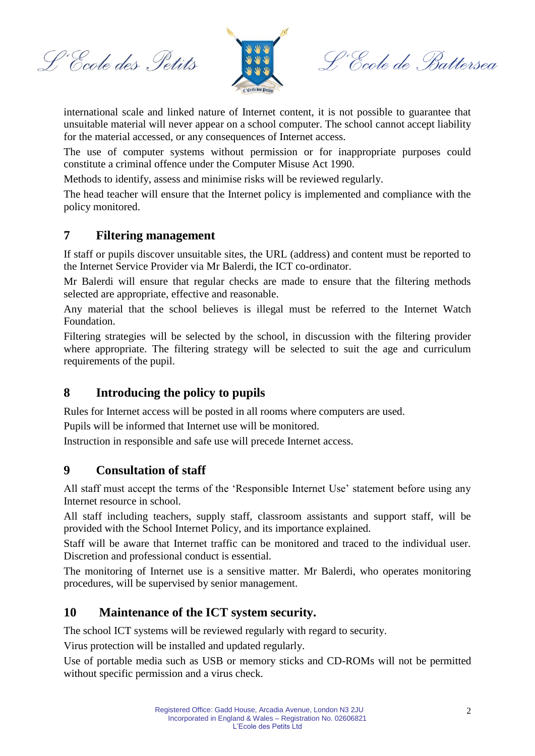international scale and linked nature of Internet content, it is not possible to guarantee that unsuitable material will never appear on a school computer. The school cannot accept liability for the material accessed, or any consequences of Internet access.

The use of computer systems without permission or for inappropriate purposes could constitute a criminal offence under the Computer Misuse Act 1990.

Methods to identify, assess and minimise risks will be reviewed regularly.

The head teacher will ensure that the Internet policy is implemented and compliance with the policy monitored.

## 7 Filtering management

If staff or pupils discover unsuitable sites, the URL (address) and content must be reported to the Internet Service Provider via Mr Balerdi, the ICT co-ordinator.

Mr Balerdi will ensure that regular checks are made to ensure that the filtering methods selected are appropriate, effective and reasonable.

Any material that the school believes is illegal must be referred to the Internet Watch Foundation.

Filtering strategies will be selected by the school, in discussion with the filtering provider where appropriate. The filtering strategy will be selected to suit the age and curriculum requirements of the pupil.

## 8 Introducing the policy to pupils

Rules for Internet access will be posted in all rooms where computers are used.

Pupils will be informed that Internet use will be monitored.

Instruction in responsible and safe use will precede Internet access.

## 9 Consultation of staff

All staff must accept the terms of the 'Responsible Internet Use' statement before using any Internet resource in school.

All staff including teachers, supply staff, classroom assistants and support staff, will be provided with the School Internet Policy, and its importance explained.

Staff will be aware that Internet traffic can be monitored and traced to the individual user. Discretion and professional conduct is essential.

The monitoring of Internet use is a sensitive matter. Mr Balerdi, who operates monitoring procedures, will be supervised by senior management.

## 10 Maintenance of the ICT system security.

The school ICT systems will be reviewed regularly with regard to security.

Virus protection will be installed and updated regularly.

Use of portable media such as USB or memory sticks and CD-ROMs will not be permitted without specific permission and a virus check.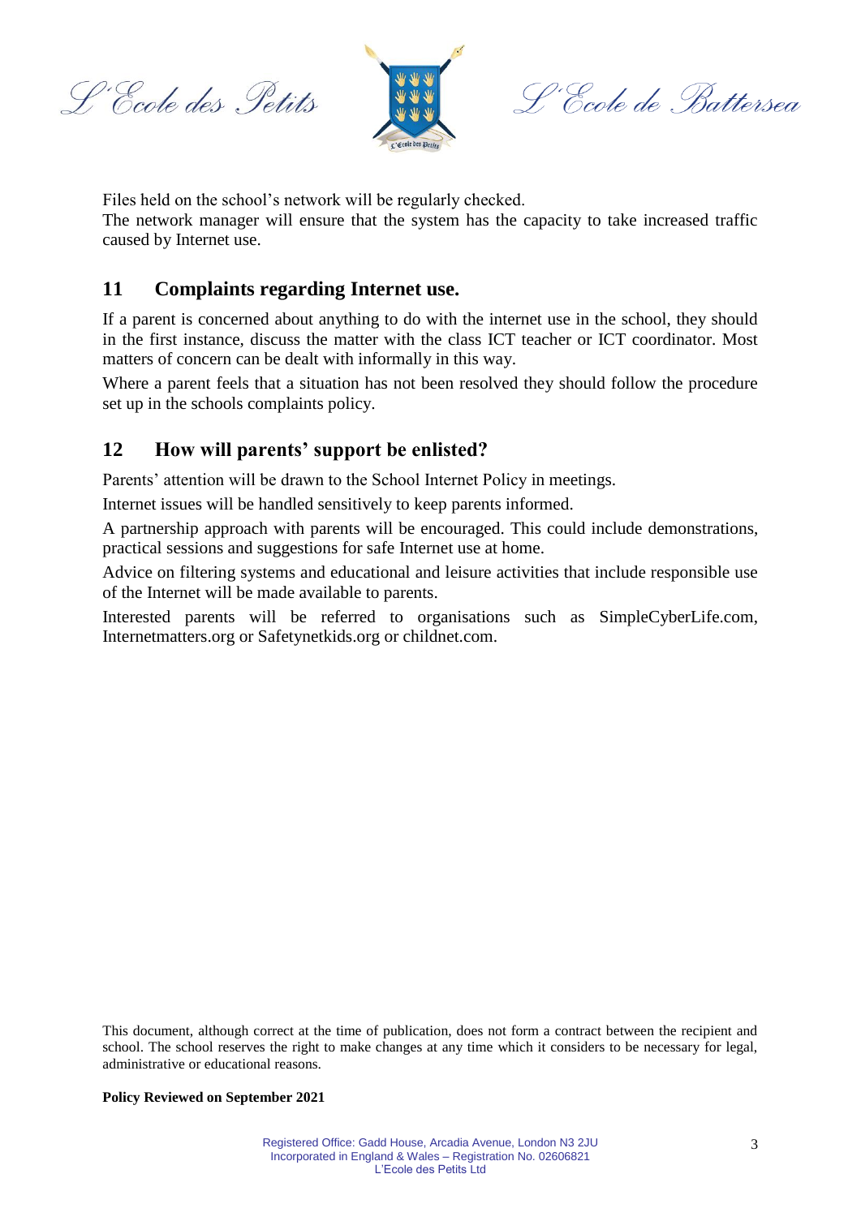Files held on the school's network will be regularly checked.

The network manager will ensure that the system has the capacity to take increased traffic caused by Internet use.

## 11 Complaints regarding Internet use.

If a parent is concerned about anything to do with the internet use in the school, they should in the first instance, discuss the matter with the class ICT teacher or ICT coordinator. Most matters of concern can be dealt with informally in this way.

Where a parent feels that a situation has not been resolved they should follow the procedure set up in the schools complaints policy.

## 12 How will parents' support be enlisted?

Parents' attention will be drawn to the School Internet Policy in meetings.

Internet issues will be handled sensitively to keep parents informed.

A partnership approach with parents will be encouraged. This could include demonstrations, practical sessions and suggestions for safe Internet use at home.

Advice on filtering systems and educational and leisure activities that include responsible use of the Internet will be made available to parents.

Interested parents will be referred to organisations such as SimpleCyberLife.com, Internetmatters.org or Safetynetkids.org or childnet.com.

This document, although correct at the time of publication, does not form a contract between the recipient and school. The school reserves the right to make changes at any time which it considers to be necessary for legal, administrative or educational reasons.

**Policy Reviewed on September 2021**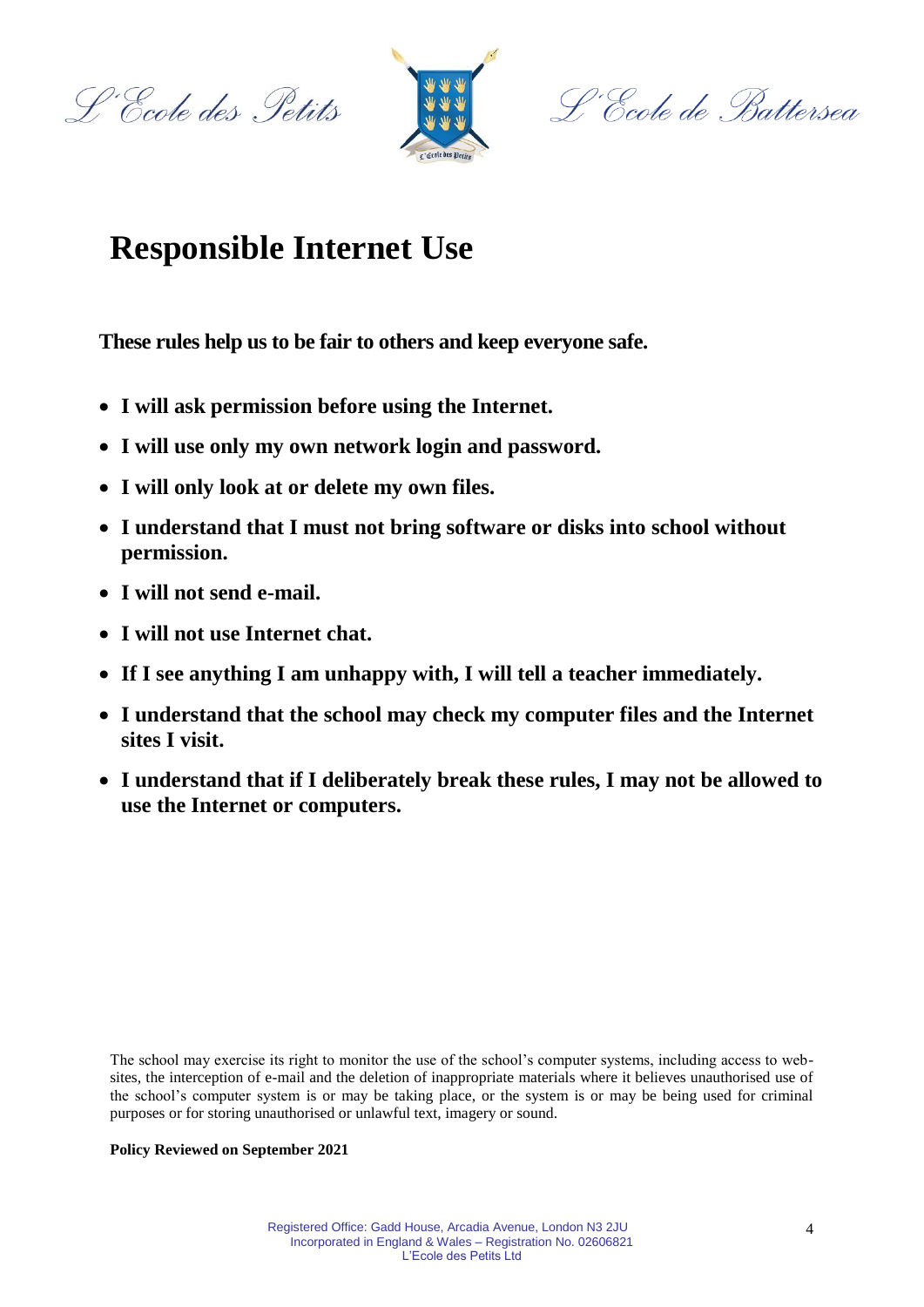L'Ecole des Petits L'Ecole de Battersea

# Responsible Internet Use

**These rules help us to be fair to others and keep everyone safe.**

- **I will ask permission before using the Internet.**
- **I will use only my own network login and password.**
- **I will only look at or delete my own files.**
- **I understand that I must not bring software or disks into school without permission.**
- **I will not send e-mail.**
- **I will not use Internet chat.**
- **If I see anything I am unhappy with, I will tell a teacher immediately.**
- **I understand that the school may check my computer files and the Internet sites I visit.**
- **I understand that if I deliberately break these rules, I may not be allowed to use the Internet or computers.**

The school may exercise its right to monitor the use of the school's computer systems, including access to web-sites, the interception of e-mail and the deletion of inappropriate materials where it believes unauthorised use of the school's computer system is or may be taking place, or the system is or may be being used for criminal purposes or for storing unauthorised or unlawful text, imagery or sound.

**Policy Reviewed on September 2021**

Registered Office: Gadd House, Arcadia Avenue, London N3 2JU
Incorporated in England & Wales – Registration No. 02606821
L'Ecole des Petits Ltd